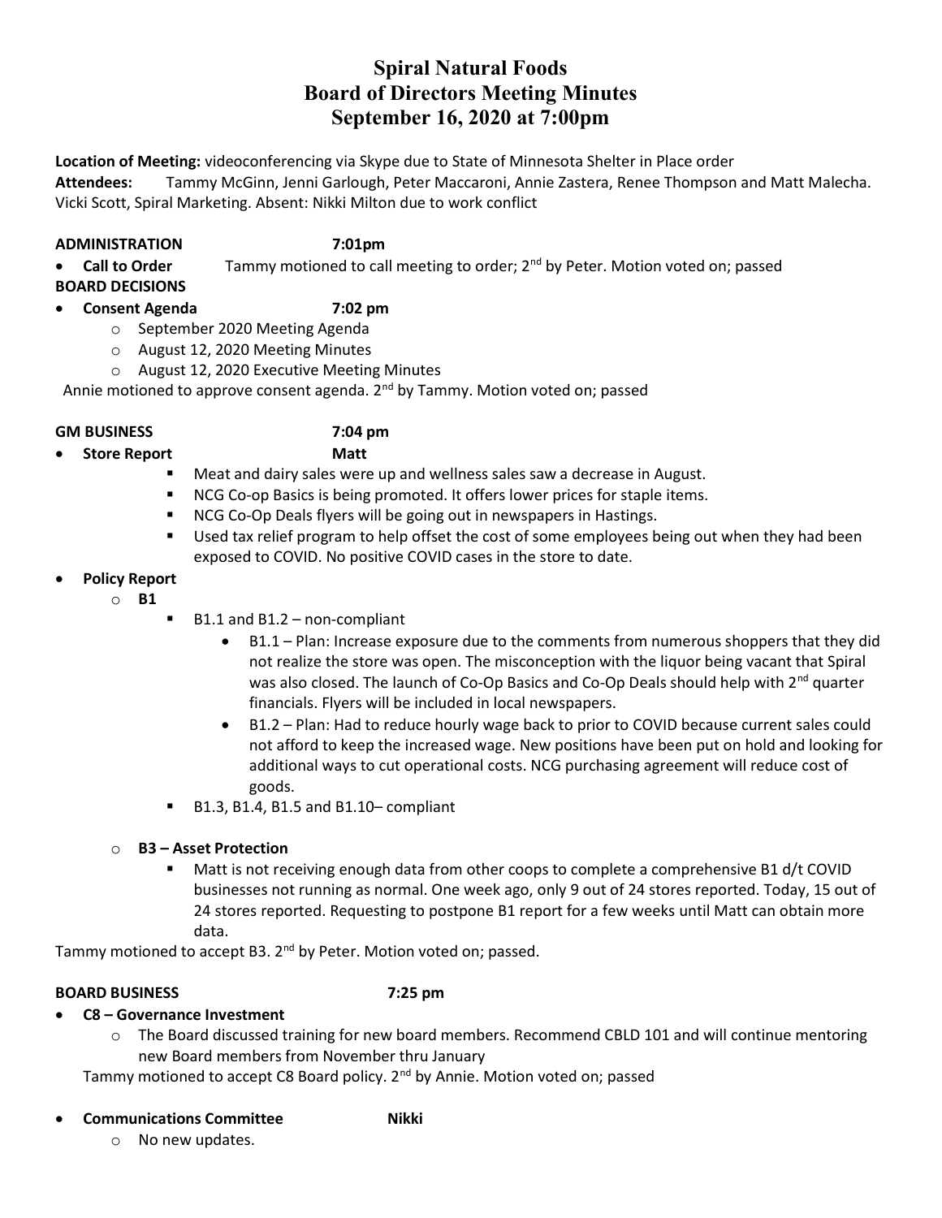# Spiral Natural Foods
## Board of Directors Meeting Minutes
## September 16, 2020 at 7:00pm

**Location of Meeting:** videoconferencing via Skype due to State of Minnesota Shelter in Place order
**Attendees:** Tammy McGinn, Jenni Garlough, Peter Maccaroni, Annie Zastera, Renee Thompson and Matt Malecha. Vicki Scott, Spiral Marketing. Absent: Nikki Milton due to work conflict

**ADMINISTRATION 7:01pm**

- **Call to Order** Tammy motioned to call meeting to order; 2nd by Peter. Motion voted on; passed

**BOARD DECISIONS**

- **Consent Agenda 7:02 pm**
  - September 2020 Meeting Agenda
  - August 12, 2020 Meeting Minutes
  - August 12, 2020 Executive Meeting Minutes

Annie motioned to approve consent agenda. 2nd by Tammy. Motion voted on; passed

**GM BUSINESS 7:04 pm**

- **Store Report Matt**
  - Meat and dairy sales were up and wellness sales saw a decrease in August.
  - NCG Co-op Basics is being promoted. It offers lower prices for staple items.
  - NCG Co-Op Deals flyers will be going out in newspapers in Hastings.
  - Used tax relief program to help offset the cost of some employees being out when they had been exposed to COVID. No positive COVID cases in the store to date.
- **Policy Report**
  - **B1**
    - B1.1 and B1.2 – non-compliant
      - B1.1 – Plan: Increase exposure due to the comments from numerous shoppers that they did not realize the store was open. The misconception with the liquor being vacant that Spiral was also closed. The launch of Co-Op Basics and Co-Op Deals should help with 2nd quarter financials. Flyers will be included in local newspapers.
      - B1.2 – Plan: Had to reduce hourly wage back to prior to COVID because current sales could not afford to keep the increased wage. New positions have been put on hold and looking for additional ways to cut operational costs. NCG purchasing agreement will reduce cost of goods.
    - B1.3, B1.4, B1.5 and B1.10– compliant
  - **B3 – Asset Protection**
    - Matt is not receiving enough data from other coops to complete a comprehensive B1 d/t COVID businesses not running as normal. One week ago, only 9 out of 24 stores reported. Today, 15 out of 24 stores reported. Requesting to postpone B1 report for a few weeks until Matt can obtain more data.

Tammy motioned to accept B3. 2nd by Peter. Motion voted on; passed.

**BOARD BUSINESS 7:25 pm**

- **C8 – Governance Investment**
  - The Board discussed training for new board members. Recommend CBLD 101 and will continue mentoring new Board members from November thru January

Tammy motioned to accept C8 Board policy. 2nd by Annie. Motion voted on; passed

- **Communications Committee Nikki**
  - No new updates.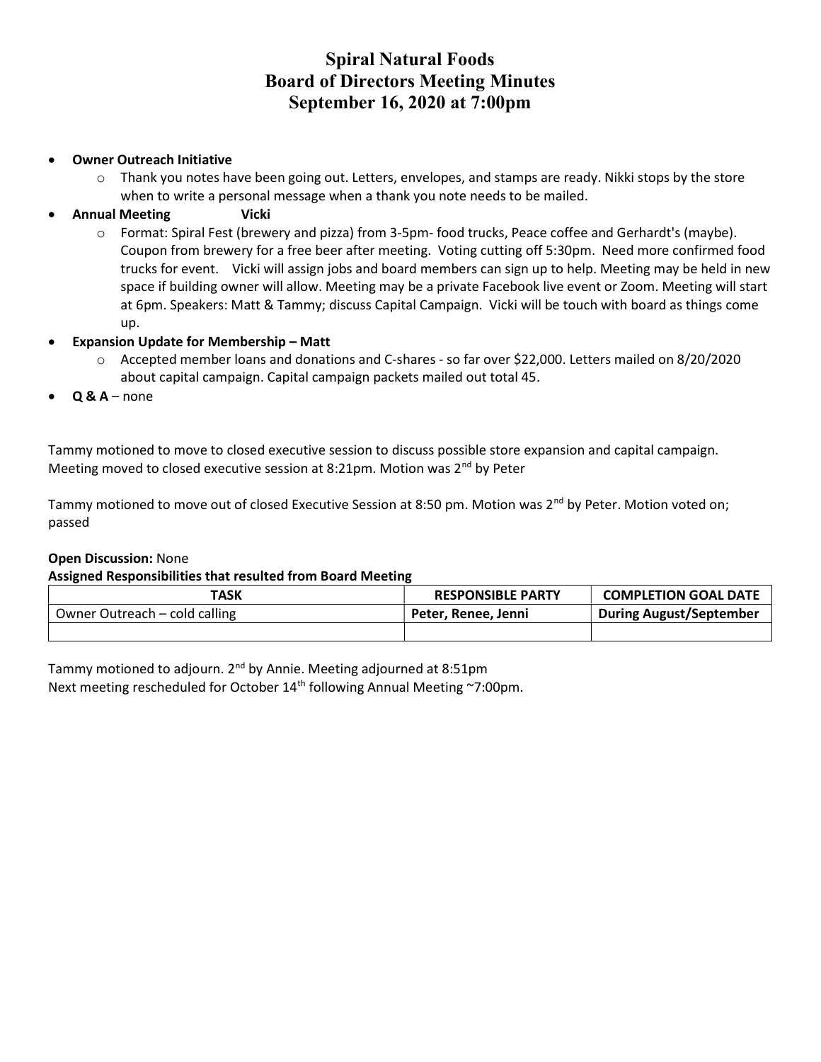# Spiral Natural Foods
# Board of Directors Meeting Minutes
# September 16, 2020 at 7:00pm

- **Owner Outreach Initiative**
  - Thank you notes have been going out. Letters, envelopes, and stamps are ready. Nikki stops by the store when to write a personal message when a thank you note needs to be mailed.
- **Annual Meeting Vicki**
  - Format: Spiral Fest (brewery and pizza) from 3-5pm- food trucks, Peace coffee and Gerhardt's (maybe). Coupon from brewery for a free beer after meeting. Voting cutting off 5:30pm. Need more confirmed food trucks for event. Vicki will assign jobs and board members can sign up to help. Meeting may be held in new space if building owner will allow. Meeting may be a private Facebook live event or Zoom. Meeting will start at 6pm. Speakers: Matt & Tammy; discuss Capital Campaign. Vicki will be touch with board as things come up.
- **Expansion Update for Membership – Matt**
  - Accepted member loans and donations and C-shares - so far over $22,000. Letters mailed on 8/20/2020 about capital campaign. Capital campaign packets mailed out total 45.
- **Q & A** – none

Tammy motioned to move to closed executive session to discuss possible store expansion and capital campaign. Meeting moved to closed executive session at 8:21pm. Motion was 2nd by Peter

Tammy motioned to move out of closed Executive Session at 8:50 pm. Motion was 2nd by Peter. Motion voted on; passed

**Open Discussion:** None

**Assigned Responsibilities that resulted from Board Meeting**

| TASK | RESPONSIBLE PARTY | COMPLETION GOAL DATE |
|---|---|---|
| Owner Outreach – cold calling | **Peter, Renee, Jenni** | **During August/September** |
| | | |

Tammy motioned to adjourn. 2nd by Annie. Meeting adjourned at 8:51pm

Next meeting rescheduled for October 14th following Annual Meeting ~7:00pm.